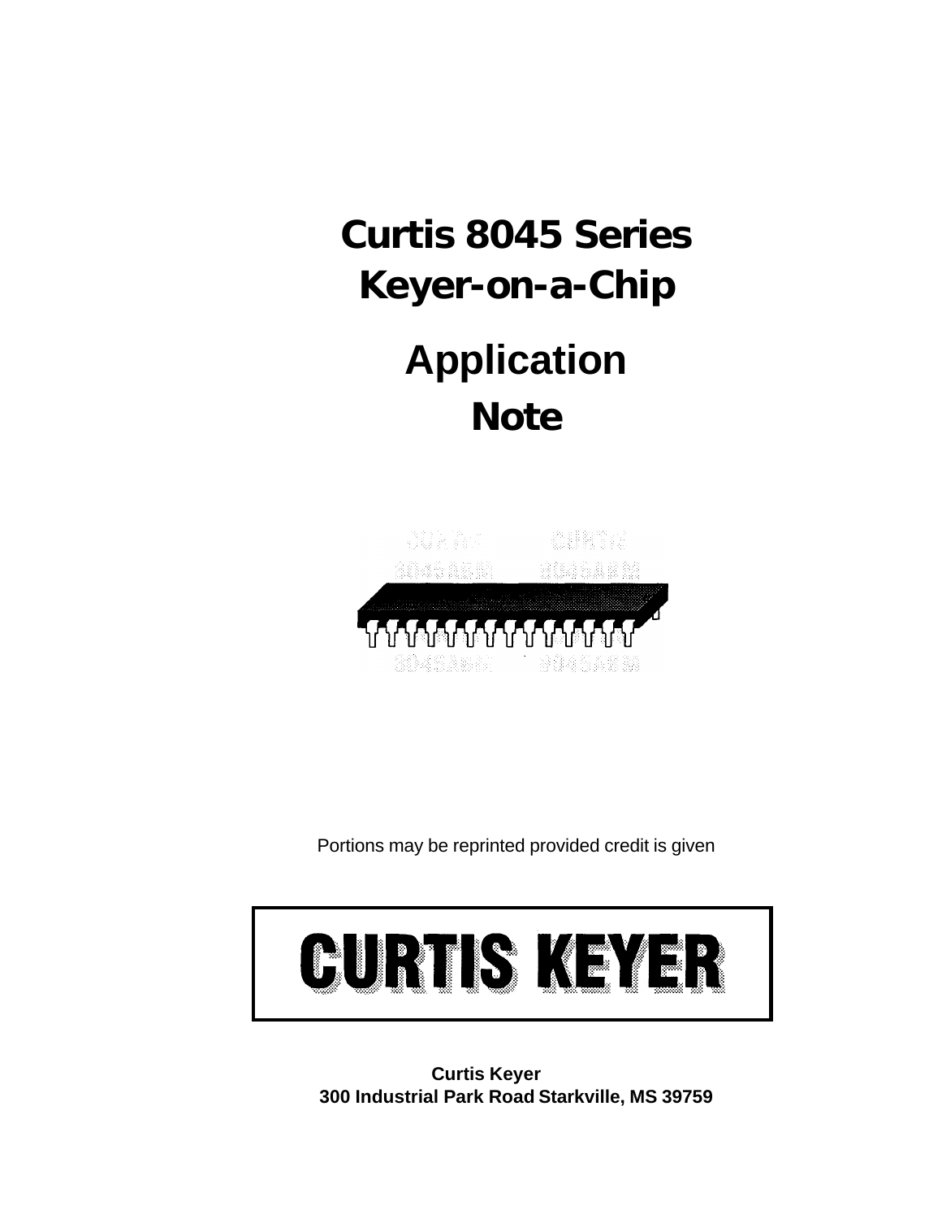# Curtis 8045 Series Keyer-on-a-Chip

# Application Note

Portions may be reprinted provided credit is given

**CURTIS KEYER**

**Curtis Keyer**
**300 Industrial Park Road Starkville, MS 39759**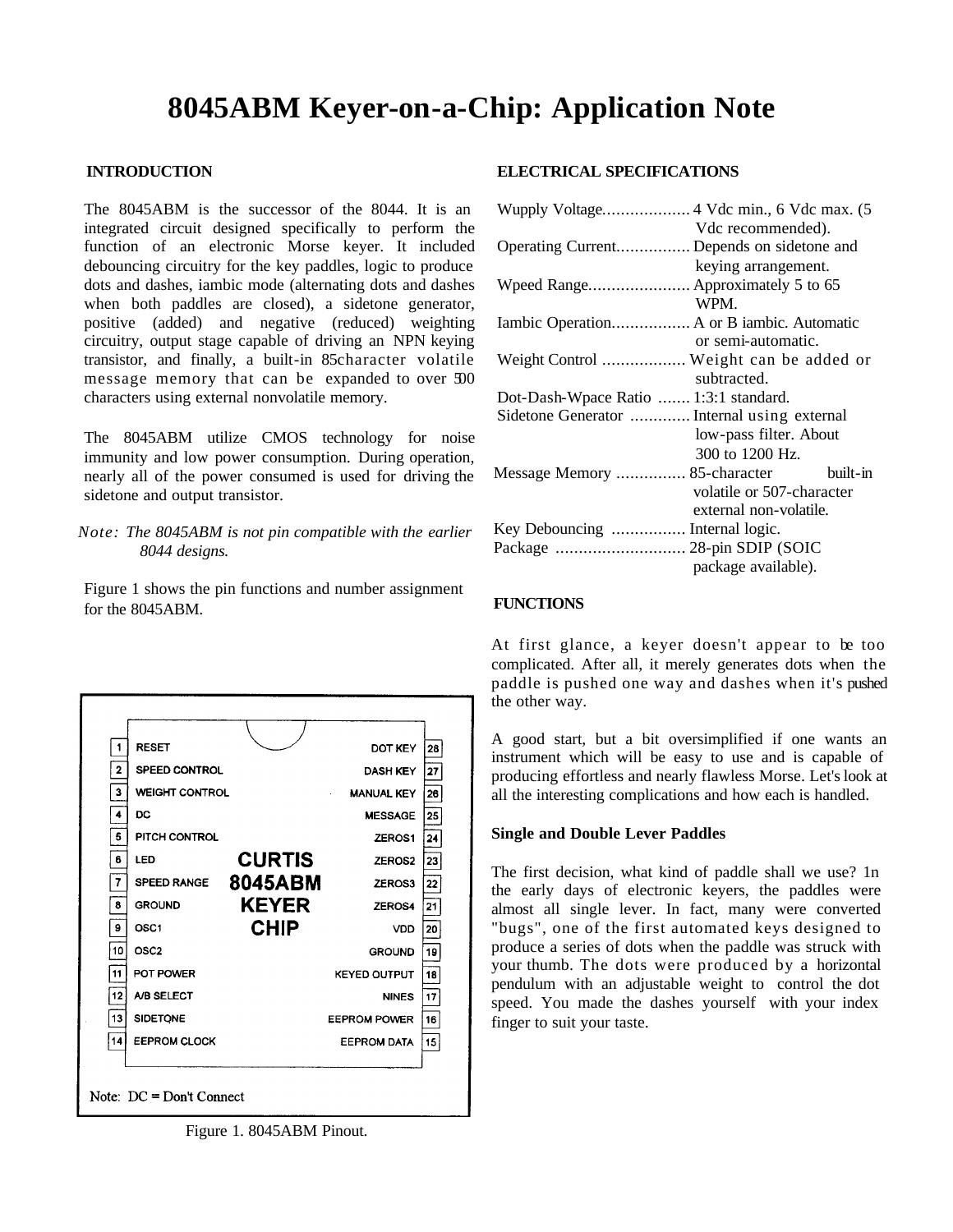# 8045ABM Keyer-on-a-Chip: Application Note

## INTRODUCTION

The 8045ABM is the successor of the 8044. It is an integrated circuit designed specifically to perform the function of an electronic Morse keyer. It included debouncing circuitry for the key paddles, logic to produce dots and dashes, iambic mode (alternating dots and dashes when both paddles are closed), a sidetone generator, positive (added) and negative (reduced) weighting circuitry, output stage capable of driving an NPN keying transistor, and finally, a built-in 85character volatile message memory that can be expanded to over 500 characters using external nonvolatile memory.

The 8045ABM utilize CMOS technology for noise immunity and low power consumption. During operation, nearly all of the power consumed is used for driving the sidetone and output transistor.

*Note: The 8045ABM is not pin compatible with the earlier 8044 designs.*

Figure 1 shows the pin functions and number assignment for the 8045ABM.

| Pin | Function | Pin | Function |
|---|---|---|---|
| 1 | RESET | 28 | DOT KEY |
| 2 | SPEED CONTROL | 27 | DASH KEY |
| 3 | WEIGHT CONTROL | 26 | MANUAL KEY |
| 4 | DC | 25 | MESSAGE |
| 5 | PITCH CONTROL | 24 | ZEROS1 |
| 6 | LED | 23 | ZEROS2 |
| 7 | SPEED RANGE | 22 | ZEROS3 |
| 8 | GROUND | 21 | ZEROS4 |
| 9 | OSC1 | 20 | VDD |
| 10 | OSC2 | 19 | GROUND |
| 11 | POT POWER | 18 | KEYED OUTPUT |
| 12 | A/B SELECT | 17 | NINES |
| 13 | SIDETONE | 16 | EEPROM POWER |
| 14 | EEPROM CLOCK | 15 | EEPROM DATA |

CURTIS 8045ABM KEYER CHIP

Note: DC = Don't Connect

Figure 1. 8045ABM Pinout.

## ELECTRICAL SPECIFICATIONS

Wupply Voltage.................. 4 Vdc min., 6 Vdc max. (5 Vdc recommended).
Operating Current................ Depends on sidetone and keying arrangement.
Wpeed Range...................... Approximately 5 to 65 WPM.
Iambic Operation................. A or B iambic. Automatic or semi-automatic.
Weight Control .................. Weight can be added or subtracted.
Dot-Dash-Wpace Ratio ....... 1:3:1 standard.
Sidetone Generator ............. Internal using external low-pass filter. About 300 to 1200 Hz.
Message Memory ............... 85-character built-in volatile or 507-character external non-volatile.
Key Debouncing ................ Internal logic.
Package ............................ 28-pin SDIP (SOIC package available).

## FUNCTIONS

At first glance, a keyer doesn't appear to be too complicated. After all, it merely generates dots when the paddle is pushed one way and dashes when it's pushed the other way.

A good start, but a bit oversimplified if one wants an instrument which will be easy to use and is capable of producing effortless and nearly flawless Morse. Let's look at all the interesting complications and how each is handled.

### Single and Double Lever Paddles

The first decision, what kind of paddle shall we use? 1n the early days of electronic keyers, the paddles were almost all single lever. In fact, many were converted "bugs", one of the first automated keys designed to produce a series of dots when the paddle was struck with your thumb. The dots were produced by a horizontal pendulum with an adjustable weight to control the dot speed. You made the dashes yourself with your index finger to suit your taste.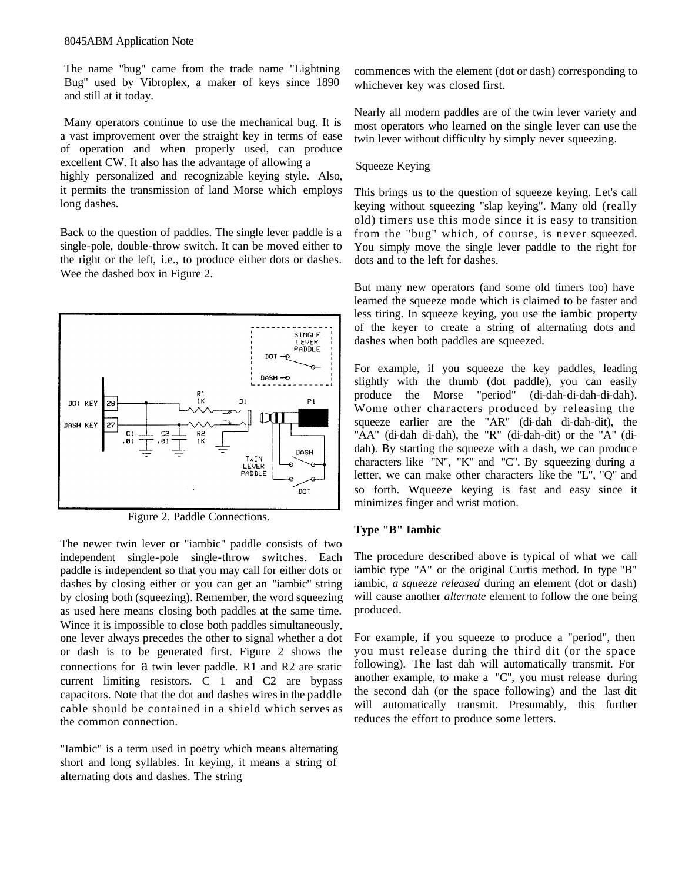The name "bug" came from the trade name "Lightning Bug" used by Vibroplex, a maker of keys since 1890 and still at it today.

Many operators continue to use the mechanical bug. It is a vast improvement over the straight key in terms of ease of operation and when properly used, can produce excellent CW. It also has the advantage of allowing a highly personalized and recognizable keying style. Also, it permits the transmission of land Morse which employs long dashes.

Back to the question of paddles. The single lever paddle is a single-pole, double-throw switch. It can be moved either to the right or the left, i.e., to produce either dots or dashes. Wee the dashed box in Figure 2.

Figure 2. Paddle Connections.

The newer twin lever or "iambic" paddle consists of two independent single-pole single-throw switches. Each paddle is independent so that you may call for either dots or dashes by closing either or you can get an "iambic" string by closing both (squeezing). Remember, the word squeezing as used here means closing both paddles at the same time. Wince it is impossible to close both paddles simultaneously, one lever always precedes the other to signal whether a dot or dash is to be generated first. Figure 2 shows the connections for a twin lever paddle. R1 and R2 are static current limiting resistors. C 1 and C2 are bypass capacitors. Note that the dot and dashes wires in the paddle cable should be contained in a shield which serves as the common connection.

"Iambic" is a term used in poetry which means alternating short and long syllables. In keying, it means a string of alternating dots and dashes. The string commences with the element (dot or dash) corresponding to whichever key was closed first.

Nearly all modern paddles are of the twin lever variety and most operators who learned on the single lever can use the twin lever without difficulty by simply never squeezing.

Squeeze Keying

This brings us to the question of squeeze keying. Let's call keying without squeezing "slap keying". Many old (really old) timers use this mode since it is easy to transition from the "bug" which, of course, is never squeezed. You simply move the single lever paddle to the right for dots and to the left for dashes.

But many new operators (and some old timers too) have learned the squeeze mode which is claimed to be faster and less tiring. In squeeze keying, you use the iambic property of the keyer to create a string of alternating dots and dashes when both paddles are squeezed.

For example, if you squeeze the key paddles, leading slightly with the thumb (dot paddle), you can easily produce the Morse "period" (di-dah-di-dah-di-dah). Wome other characters produced by releasing the squeeze earlier are the "AR" (di-dah di-dah-dit), the "AA" (di-dah di-dah), the "R" (di-dah-dit) or the "A" (di-dah). By starting the squeeze with a dash, we can produce characters like "N", "K" and "C". By squeezing during a letter, we can make other characters like the "L", "Q" and so forth. Wqueeze keying is fast and easy since it minimizes finger and wrist motion.

**Type "B" Iambic**

The procedure described above is typical of what we call iambic type "A" or the original Curtis method. In type "B" iambic, *a squeeze released* during an element (dot or dash) will cause another *alternate* element to follow the one being produced.

For example, if you squeeze to produce a "period", then you must release during the third dit (or the space following). The last dah will automatically transmit. For another example, to make a "C", you must release during the second dah (or the space following) and the last dit will automatically transmit. Presumably, this further reduces the effort to produce some letters.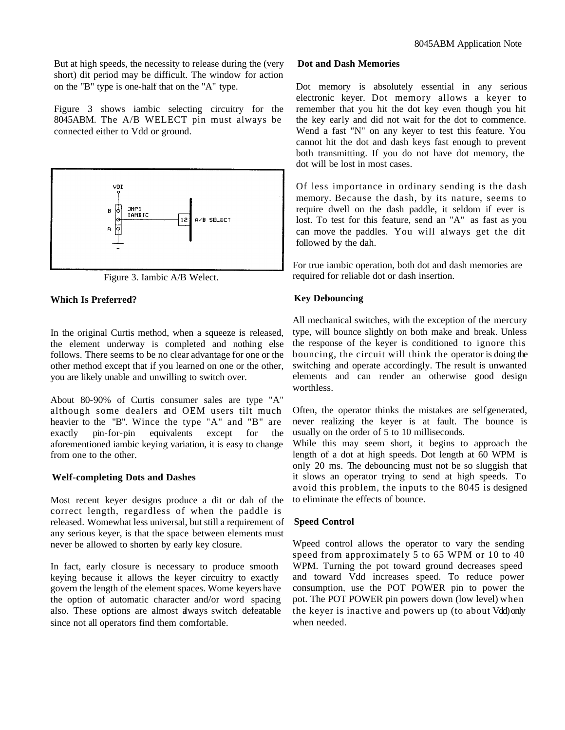But at high speeds, the necessity to release during the (very short) dit period may be difficult. The window for action on the "B" type is one-half that on the "A" type.

Figure 3 shows iambic selecting circuitry for the 8045ABM. The A/B WELECT pin must always be connected either to Vdd or ground.

Figure 3. Iambic A/B Welect.

**Which Is Preferred?**

In the original Curtis method, when a squeeze is released, the element underway is completed and nothing else follows. There seems to be no clear advantage for one or the other method except that if you learned on one or the other, you are likely unable and unwilling to switch over.

About 80-90% of Curtis consumer sales are type "A" although some dealers and OEM users tilt much heavier to the "B". Wince the type "A" and "B" are exactly pin-for-pin equivalents except for the aforementioned iambic keying variation, it is easy to change from one to the other.

**Welf-completing Dots and Dashes**

Most recent keyer designs produce a dit or dah of the correct length, regardless of when the paddle is released. Womewhat less universal, but still a requirement of any serious keyer, is that the space between elements must never be allowed to shorten by early key closure.

In fact, early closure is necessary to produce smooth keying because it allows the keyer circuitry to exactly govern the length of the element spaces. Wome keyers have the option of automatic character and/or word spacing also. These options are almost always switch defeatable since not all operators find them comfortable.

**Dot and Dash Memories**

Dot memory is absolutely essential in any serious electronic keyer. Dot memory allows a keyer to remember that you hit the dot key even though you hit the key early and did not wait for the dot to commence. Wend a fast "N" on any keyer to test this feature. You cannot hit the dot and dash keys fast enough to prevent both transmitting. If you do not have dot memory, the dot will be lost in most cases.

Of less importance in ordinary sending is the dash memory. Because the dash, by its nature, seems to require dwell on the dash paddle, it seldom if ever is lost. To test for this feature, send an "A" as fast as you can move the paddles. You will always get the dit followed by the dah.

For true iambic operation, both dot and dash memories are required for reliable dot or dash insertion.

**Key Debouncing**

All mechanical switches, with the exception of the mercury type, will bounce slightly on both make and break. Unless the response of the keyer is conditioned to ignore this bouncing, the circuit will think the operator is doing the switching and operate accordingly. The result is unwanted elements and can render an otherwise good design worthless.

Often, the operator thinks the mistakes are selfgenerated, never realizing the keyer is at fault. The bounce is usually on the order of 5 to 10 milliseconds.
While this may seem short, it begins to approach the length of a dot at high speeds. Dot length at 60 WPM is only 20 ms. The debouncing must not be so sluggish that it slows an operator trying to send at high speeds. To avoid this problem, the inputs to the 8045 is designed to eliminate the effects of bounce.

**Speed Control**

Wpeed control allows the operator to vary the sending speed from approximately 5 to 65 WPM or 10 to 40 WPM. Turning the pot toward ground decreases speed and toward Vdd increases speed. To reduce power consumption, use the POT POWER pin to power the pot. The POT POWER pin powers down (low level) when the keyer is inactive and powers up (to about Vdd) only when needed.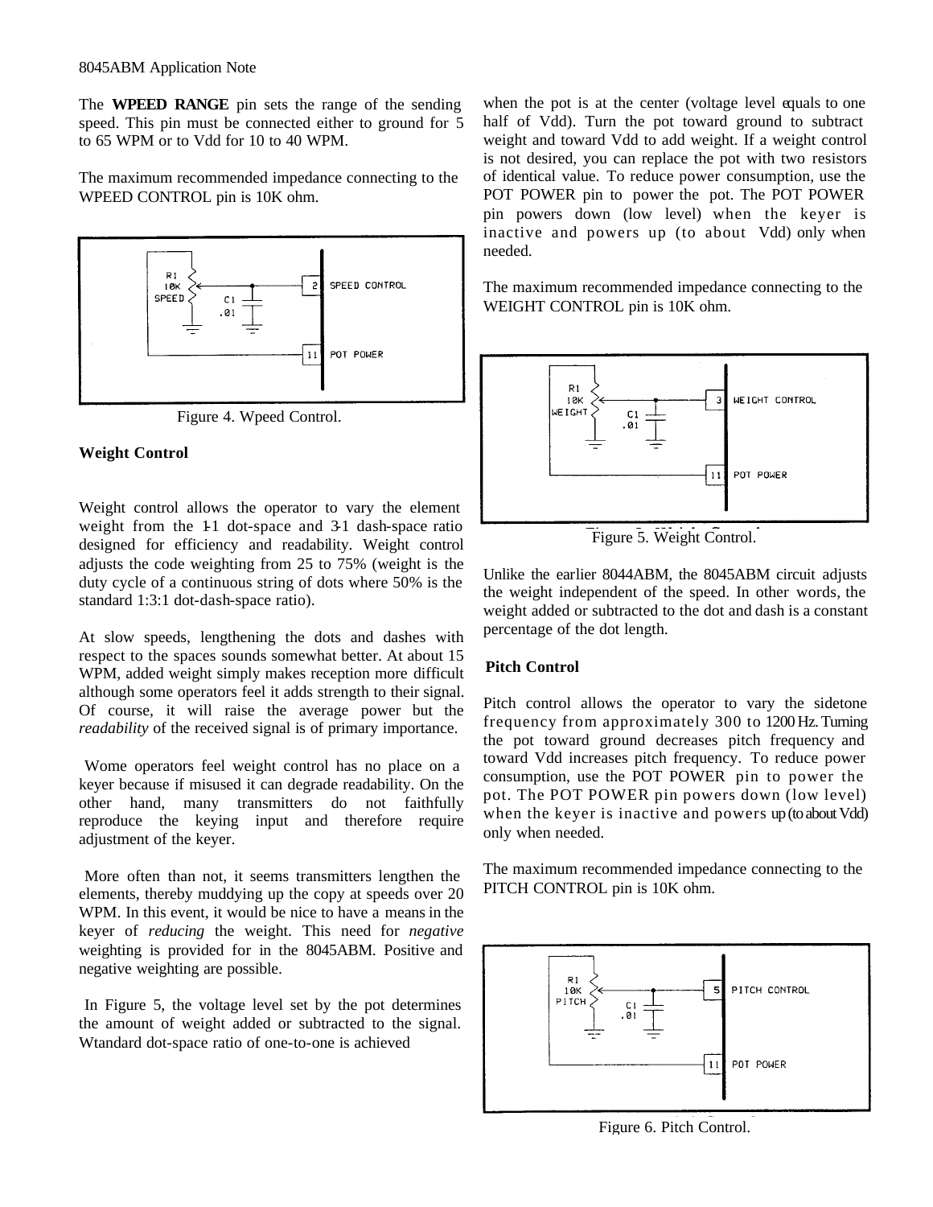The **WPEED RANGE** pin sets the range of the sending speed. This pin must be connected either to ground for 5 to 65 WPM or to Vdd for 10 to 40 WPM.

The maximum recommended impedance connecting to the WPEED CONTROL pin is 10K ohm.

Figure 4. Wpeed Control.

### Weight Control

Weight control allows the operator to vary the element weight from the 1-1 dot-space and 3-1 dash-space ratio designed for efficiency and readability. Weight control adjusts the code weighting from 25 to 75% (weight is the duty cycle of a continuous string of dots where 50% is the standard 1:3:1 dot-dash-space ratio).

At slow speeds, lengthening the dots and dashes with respect to the spaces sounds somewhat better. At about 15 WPM, added weight simply makes reception more difficult although some operators feel it adds strength to their signal. Of course, it will raise the average power but the *readability* of the received signal is of primary importance.

Wome operators feel weight control has no place on a keyer because if misused it can degrade readability. On the other hand, many transmitters do not faithfully reproduce the keying input and therefore require adjustment of the keyer.

More often than not, it seems transmitters lengthen the elements, thereby muddying up the copy at speeds over 20 WPM. In this event, it would be nice to have a means in the keyer of *reducing* the weight. This need for *negative* weighting is provided for in the 8045ABM. Positive and negative weighting are possible.

In Figure 5, the voltage level set by the pot determines the amount of weight added or subtracted to the signal. Wtandard dot-space ratio of one-to-one is achieved when the pot is at the center (voltage level equals to one half of Vdd). Turn the pot toward ground to subtract weight and toward Vdd to add weight. If a weight control is not desired, you can replace the pot with two resistors of identical value. To reduce power consumption, use the POT POWER pin to power the pot. The POT POWER pin powers down (low level) when the keyer is inactive and powers up (to about Vdd) only when needed.

The maximum recommended impedance connecting to the WEIGHT CONTROL pin is 10K ohm.

Figure 5. Weight Control.

Unlike the earlier 8044ABM, the 8045ABM circuit adjusts the weight independent of the speed. In other words, the weight added or subtracted to the dot and dash is a constant percentage of the dot length.

### Pitch Control

Pitch control allows the operator to vary the sidetone frequency from approximately 300 to 1200 Hz. Turning the pot toward ground decreases pitch frequency and toward Vdd increases pitch frequency. To reduce power consumption, use the POT POWER pin to power the pot. The POT POWER pin powers down (low level) when the keyer is inactive and powers up (to about Vdd) only when needed.

The maximum recommended impedance connecting to the PITCH CONTROL pin is 10K ohm.

Figure 6. Pitch Control.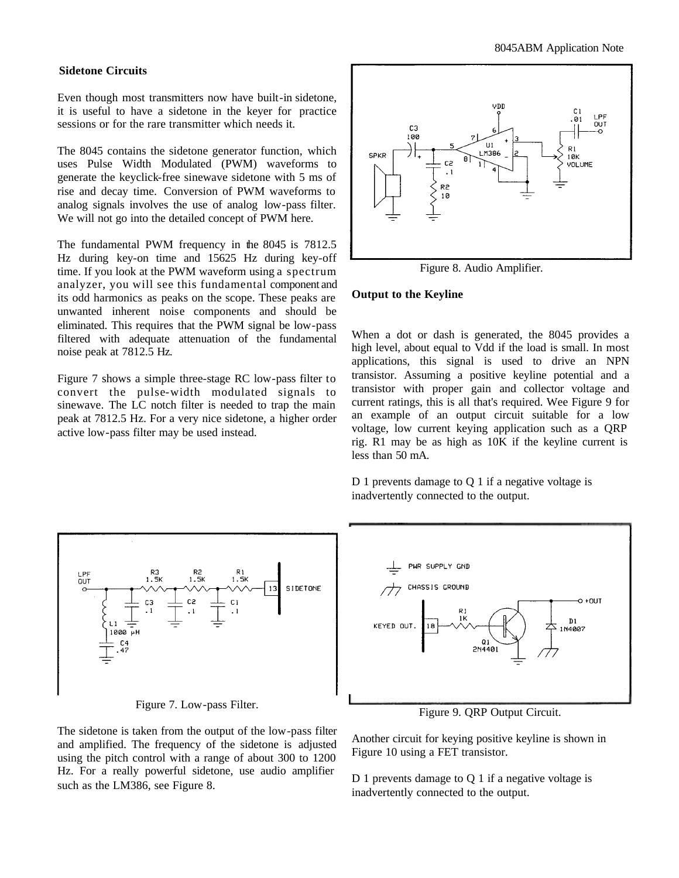## Sidetone Circuits

Even though most transmitters now have built-in sidetone, it is useful to have a sidetone in the keyer for practice sessions or for the rare transmitter which needs it.

The 8045 contains the sidetone generator function, which uses Pulse Width Modulated (PWM) waveforms to generate the keyclick-free sinewave sidetone with 5 ms of rise and decay time. Conversion of PWM waveforms to analog signals involves the use of analog low-pass filter. We will not go into the detailed concept of PWM here.

The fundamental PWM frequency in the 8045 is 7812.5 Hz during key-on time and 15625 Hz during key-off time. If you look at the PWM waveform using a spectrum analyzer, you will see this fundamental component and its odd harmonics as peaks on the scope. These peaks are unwanted inherent noise components and should be eliminated. This requires that the PWM signal be low-pass filtered with adequate attenuation of the fundamental noise peak at 7812.5 Hz.

Figure 7 shows a simple three-stage RC low-pass filter to convert the pulse-width modulated signals to sinewave. The LC notch filter is needed to trap the main peak at 7812.5 Hz. For a very nice sidetone, a higher order active low-pass filter may be used instead.

Figure 7. Low-pass Filter.

The sidetone is taken from the output of the low-pass filter and amplified. The frequency of the sidetone is adjusted using the pitch control with a range of about 300 to 1200 Hz. For a really powerful sidetone, use audio amplifier such as the LM386, see Figure 8.

Figure 8. Audio Amplifier.

## Output to the Keyline

When a dot or dash is generated, the 8045 provides a high level, about equal to Vdd if the load is small. In most applications, this signal is used to drive an NPN transistor. Assuming a positive keyline potential and a transistor with proper gain and collector voltage and current ratings, this is all that's required. Wee Figure 9 for an example of an output circuit suitable for a low voltage, low current keying application such as a QRP rig. R1 may be as high as 10K if the keyline current is less than 50 mA.

D 1 prevents damage to Q 1 if a negative voltage is inadvertently connected to the output.

Figure 9. QRP Output Circuit.

Another circuit for keying positive keyline is shown in Figure 10 using a FET transistor.

D 1 prevents damage to Q 1 if a negative voltage is inadvertently connected to the output.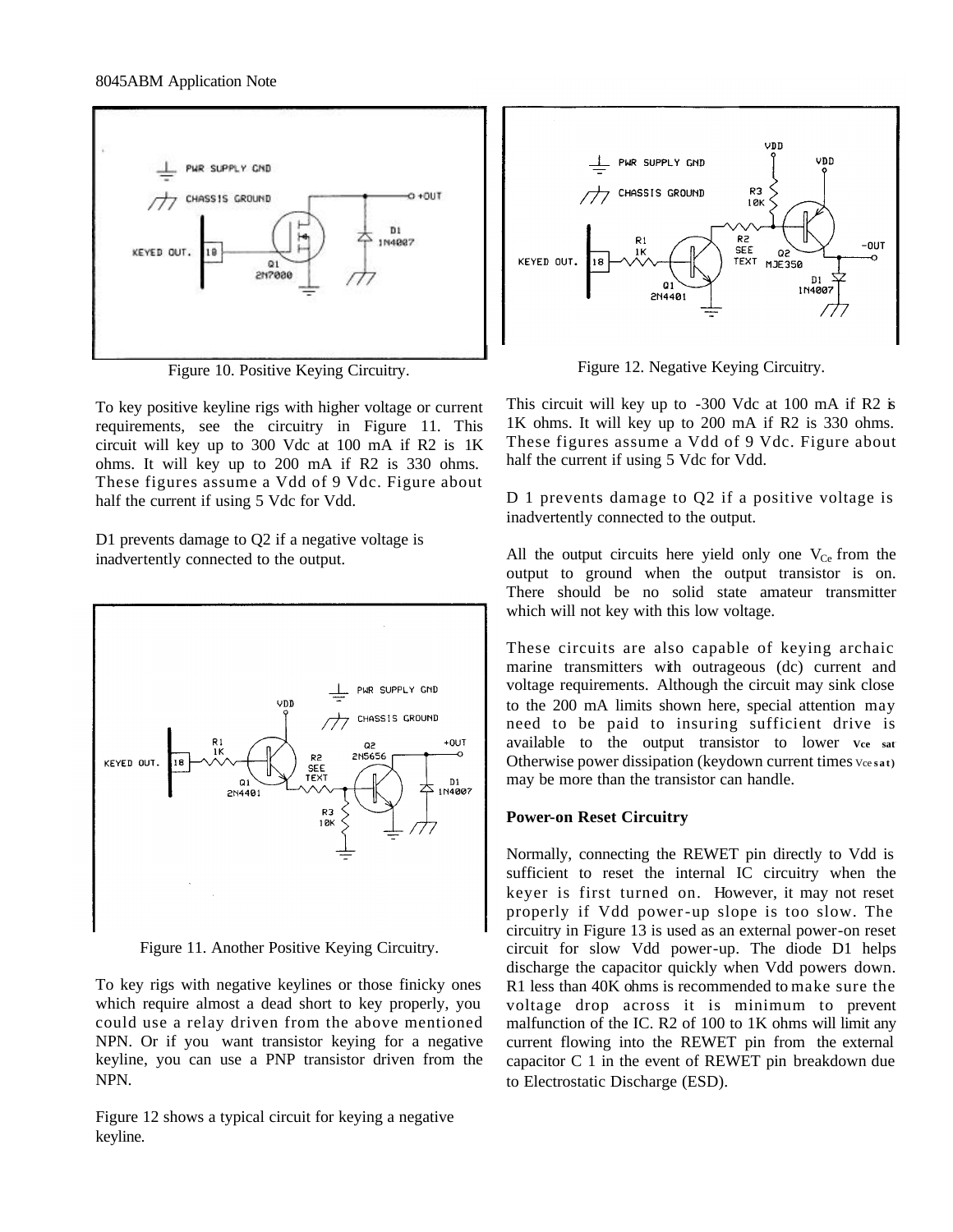Figure 10. Positive Keying Circuitry.

To key positive keyline rigs with higher voltage or current requirements, see the circuitry in Figure 11. This circuit will key up to 300 Vdc at 100 mA if R2 is 1K ohms. It will key up to 200 mA if R2 is 330 ohms. These figures assume a Vdd of 9 Vdc. Figure about half the current if using 5 Vdc for Vdd.

D1 prevents damage to Q2 if a negative voltage is inadvertently connected to the output.

Figure 11. Another Positive Keying Circuitry.

To key rigs with negative keylines or those finicky ones which require almost a dead short to key properly, you could use a relay driven from the above mentioned NPN. Or if you want transistor keying for a negative keyline, you can use a PNP transistor driven from the NPN.

Figure 12 shows a typical circuit for keying a negative keyline.

Figure 12. Negative Keying Circuitry.

This circuit will key up to -300 Vdc at 100 mA if R2 is 1K ohms. It will key up to 200 mA if R2 is 330 ohms. These figures assume a Vdd of 9 Vdc. Figure about half the current if using 5 Vdc for Vdd.

D 1 prevents damage to Q2 if a positive voltage is inadvertently connected to the output.

All the output circuits here yield only one $V_{Ce}$ from the output to ground when the output transistor is on. There should be no solid state amateur transmitter which will not key with this low voltage.

These circuits are also capable of keying archaic marine transmitters with outrageous (dc) current and voltage requirements. Although the circuit may sink close to the 200 mA limits shown here, special attention may need to be paid to insuring sufficient drive is available to the output transistor to lower $V_{ce\ sat}$ Otherwise power dissipation (keydown current times $V_{ce\ sat}$) may be more than the transistor can handle.

**Power-on Reset Circuitry**

Normally, connecting the REWET pin directly to Vdd is sufficient to reset the internal IC circuitry when the keyer is first turned on. However, it may not reset properly if Vdd power-up slope is too slow. The circuitry in Figure 13 is used as an external power-on reset circuit for slow Vdd power-up. The diode D1 helps discharge the capacitor quickly when Vdd powers down. R1 less than 40K ohms is recommended to make sure the voltage drop across it is minimum to prevent malfunction of the IC. R2 of 100 to 1K ohms will limit any current flowing into the REWET pin from the external capacitor C 1 in the event of REWET pin breakdown due to Electrostatic Discharge (ESD).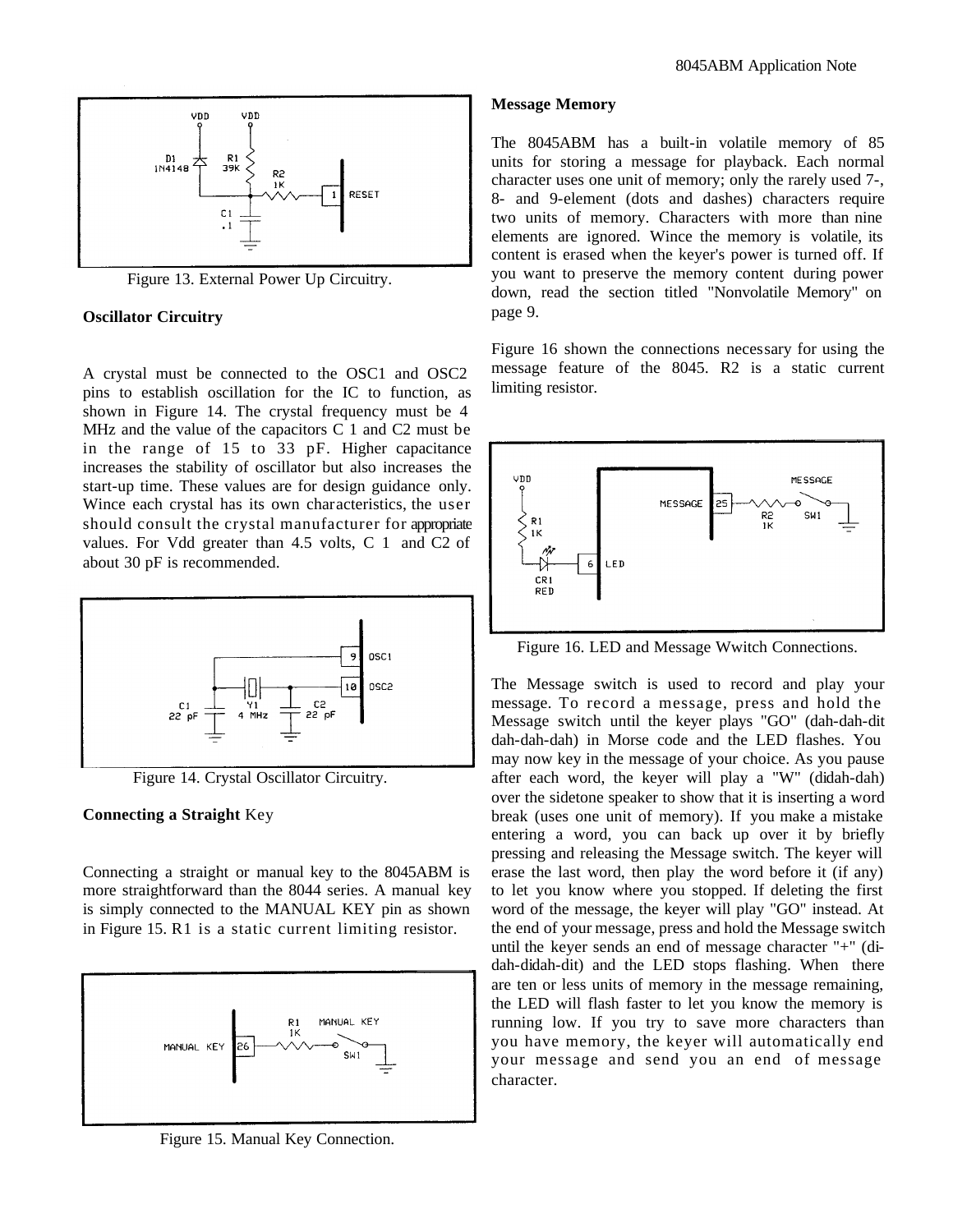Figure 13. External Power Up Circuitry.

**Oscillator Circuitry**

A crystal must be connected to the OSC1 and OSC2 pins to establish oscillation for the IC to function, as shown in Figure 14. The crystal frequency must be 4 MHz and the value of the capacitors C 1 and C2 must be in the range of 15 to 33 pF. Higher capacitance increases the stability of oscillator but also increases the start-up time. These values are for design guidance only. Wince each crystal has its own characteristics, the user should consult the crystal manufacturer for appropriate values. For Vdd greater than 4.5 volts, C 1 and C2 of about 30 pF is recommended.

Figure 14. Crystal Oscillator Circuitry.

**Connecting a Straight** Key

Connecting a straight or manual key to the 8045ABM is more straightforward than the 8044 series. A manual key is simply connected to the MANUAL KEY pin as shown in Figure 15. R1 is a static current limiting resistor.

Figure 15. Manual Key Connection.

**Message Memory**

The 8045ABM has a built-in volatile memory of 85 units for storing a message for playback. Each normal character uses one unit of memory; only the rarely used 7-, 8- and 9-element (dots and dashes) characters require two units of memory. Characters with more than nine elements are ignored. Wince the memory is volatile, its content is erased when the keyer's power is turned off. If you want to preserve the memory content during power down, read the section titled "Nonvolatile Memory" on page 9.

Figure 16 shown the connections necessary for using the message feature of the 8045. R2 is a static current limiting resistor.

Figure 16. LED and Message Wwitch Connections.

The Message switch is used to record and play your message. To record a message, press and hold the Message switch until the keyer plays "GO" (dah-dah-dit dah-dah-dah) in Morse code and the LED flashes. You may now key in the message of your choice. As you pause after each word, the keyer will play a "W" (didah-dah) over the sidetone speaker to show that it is inserting a word break (uses one unit of memory). If you make a mistake entering a word, you can back up over it by briefly pressing and releasing the Message switch. The keyer will erase the last word, then play the word before it (if any) to let you know where you stopped. If deleting the first word of the message, the keyer will play "GO" instead. At the end of your message, press and hold the Message switch until the keyer sends an end of message character "+" (di-dah-didah-dit) and the LED stops flashing. When there are ten or less units of memory in the message remaining, the LED will flash faster to let you know the memory is running low. If you try to save more characters than you have memory, the keyer will automatically end your message and send you an end of message character.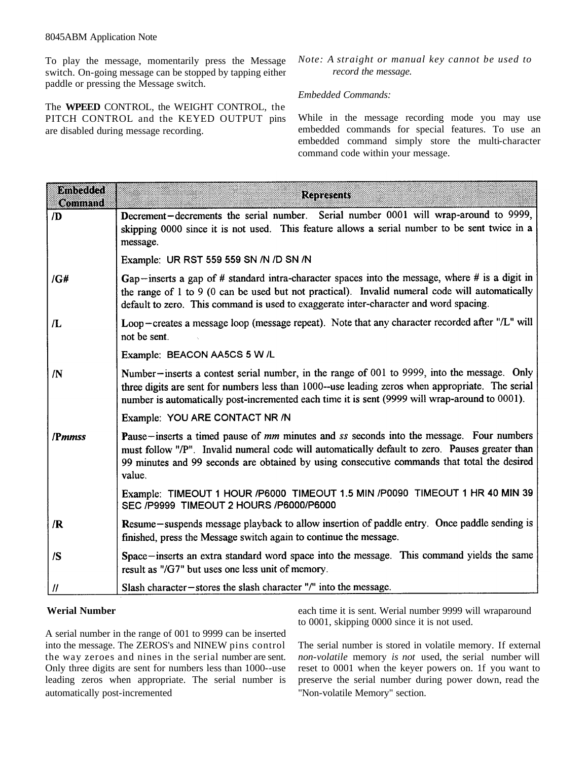To play the message, momentarily press the Message switch. On-going message can be stopped by tapping either paddle or pressing the Message switch.

The **WPEED** CONTROL, the WEIGHT CONTROL, the PITCH CONTROL and the KEYED OUTPUT pins are disabled during message recording.

*Note: A straight or manual key cannot be used to record the message.*

*Embedded Commands:*

While in the message recording mode you may use embedded commands for special features. To use an embedded command simply store the multi-character command code within your message.

| Embedded Command | Represents |
|---|---|
| /D | Decrement–decrements the serial number. Serial number 0001 will wrap-around to 9999, skipping 0000 since it is not used. This feature allows a serial number to be sent twice in a message.<br><br>Example: UR RST 559 559 SN /N /D SN /N |
| /G# | Gap–inserts a gap of # standard intra-character spaces into the message, where # is a digit in the range of 1 to 9 (0 can be used but not practical). Invalid numeral code will automatically default to zero. This command is used to exaggerate inter-character and word spacing. |
| /L | Loop–creates a message loop (message repeat). Note that any character recorded after "/L" will not be sent.<br><br>Example: BEACON AA5CS 5 W /L |
| /N | Number–inserts a contest serial number, in the range of 001 to 9999, into the message. Only three digits are sent for numbers less than 1000--use leading zeros when appropriate. The serial number is automatically post-incremented each time it is sent (9999 will wrap-around to 0001).<br><br>Example: YOU ARE CONTACT NR /N |
| /P*mmss* | Pause–inserts a timed pause of *mm* minutes and *ss* seconds into the message. Four numbers must follow "/P". Invalid numeral code will automatically default to zero. Pauses greater than 99 minutes and 99 seconds are obtained by using consecutive commands that total the desired value.<br><br>Example: TIMEOUT 1 HOUR /P6000 TIMEOUT 1.5 MIN /P0090 TIMEOUT 1 HR 40 MIN 39 SEC /P9999 TIMEOUT 2 HOURS /P6000/P6000 |
| /R | Resume–suspends message playback to allow insertion of paddle entry. Once paddle sending is finished, press the Message switch again to continue the message. |
| /S | Space–inserts an extra standard word space into the message. This command yields the same result as "/G7" but uses one less unit of memory. |
| // | Slash character–stores the slash character "/" into the message. |

**Werial Number**

A serial number in the range of 001 to 9999 can be inserted into the message. The ZEROS's and NINEW pins control the way zeroes and nines in the serial number are sent. Only three digits are sent for numbers less than 1000--use leading zeros when appropriate. The serial number is automatically post-incremented each time it is sent. Werial number 9999 will wraparound to 0001, skipping 0000 since it is not used.

The serial number is stored in volatile memory. If external *non-volatile* memory *is not* used, the serial number will reset to 0001 when the keyer powers on. 1f you want to preserve the serial number during power down, read the "Non-volatile Memory" section.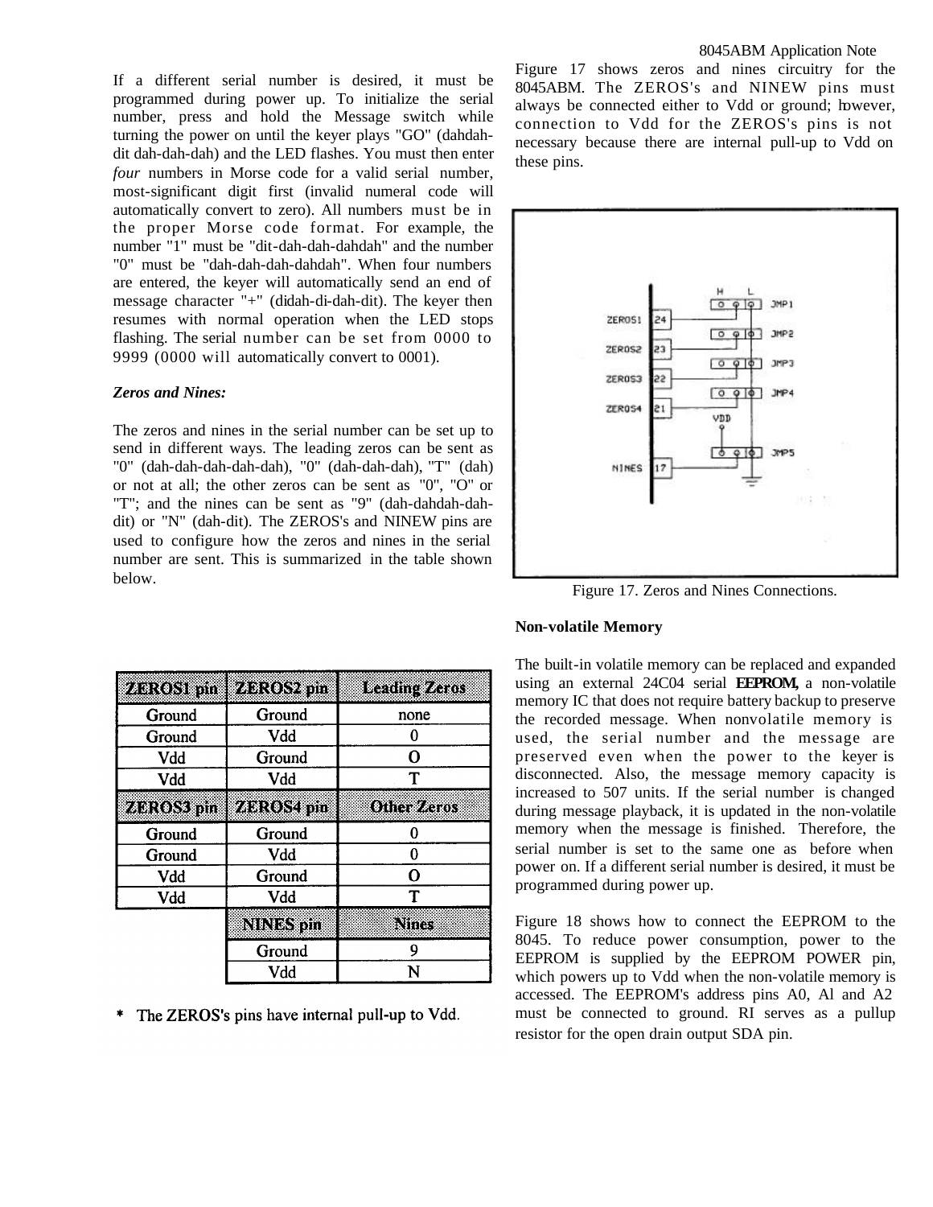If a different serial number is desired, it must be programmed during power up. To initialize the serial number, press and hold the Message switch while turning the power on until the keyer plays "GO" (dahdah-dit dah-dah-dah) and the LED flashes. You must then enter *four* numbers in Morse code for a valid serial number, most-significant digit first (invalid numeral code will automatically convert to zero). All numbers must be in the proper Morse code format. For example, the number "1" must be "dit-dah-dah-dahdah" and the number "0" must be "dah-dah-dah-dahdah". When four numbers are entered, the keyer will automatically send an end of message character "+" (didah-di-dah-dit). The keyer then resumes with normal operation when the LED stops flashing. The serial number can be set from 0000 to 9999 (0000 will automatically convert to 0001).

***Zeros and Nines:***

The zeros and nines in the serial number can be set up to send in different ways. The leading zeros can be sent as "0" (dah-dah-dah-dah-dah), "0" (dah-dah-dah), "T" (dah) or not at all; the other zeros can be sent as "0", "O" or "T"; and the nines can be sent as "9" (dah-dahdah-dah-dit) or "N" (dah-dit). The ZEROS's and NINEW pins are used to configure how the zeros and nines in the serial number are sent. This is summarized in the table shown below.

| ZEROS1 pin | ZEROS2 pin | Leading Zeros |
|---|---|---|
| Ground | Ground | none |
| Ground | Vdd | 0 |
| Vdd | Ground | O |
| Vdd | Vdd | T |
| **ZEROS3 pin** | **ZEROS4 pin** | **Other Zeros** |
| Ground | Ground | 0 |
| Ground | Vdd | 0 |
| Vdd | Ground | O |
| Vdd | Vdd | T |
| | **NINES pin** | **Nines** |
| | Ground | 9 |
| | Vdd | N |

\* The ZEROS's pins have internal pull-up to Vdd.

Figure 17 shows zeros and nines circuitry for the 8045ABM. The ZEROS's and NINEW pins must always be connected either to Vdd or ground; however, connection to Vdd for the ZEROS's pins is not necessary because there are internal pull-up to Vdd on these pins.

Figure 17. Zeros and Nines Connections.

**Non-volatile Memory**

The built-in volatile memory can be replaced and expanded using an external 24C04 serial **EEPROM,** a non-volatile memory IC that does not require battery backup to preserve the recorded message. When nonvolatile memory is used, the serial number and the message are preserved even when the power to the keyer is disconnected. Also, the message memory capacity is increased to 507 units. If the serial number is changed during message playback, it is updated in the non-volatile memory when the message is finished. Therefore, the serial number is set to the same one as before when power on. If a different serial number is desired, it must be programmed during power up.

Figure 18 shows how to connect the EEPROM to the 8045. To reduce power consumption, power to the EEPROM is supplied by the EEPROM POWER pin, which powers up to Vdd when the non-volatile memory is accessed. The EEPROM's address pins A0, Al and A2 must be connected to ground. RI serves as a pullup resistor for the open drain output SDA pin.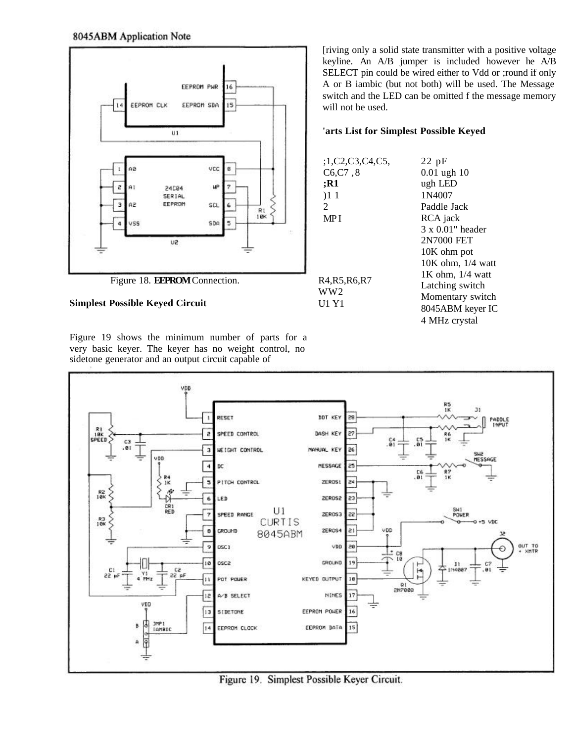Figure 18. EEPROM Connection.

### Simplest Possible Keyed Circuit

Figure 19 shows the minimum number of parts for a very basic keyer. The keyer has no weight control, no sidetone generator and an output circuit capable of [riving only a solid state transmitter with a positive voltage keyline. An A/B jumper is included however he A/B SELECT pin could be wired either to Vdd or ;round if only A or B iambic (but not both) will be used. The Message switch and the LED can be omitted f the message memory will not be used.

**'arts List for Simplest Possible Keyed**

| | |
|---|---|
| ;1,C2,C3,C4,C5, | 22 pF |
| C6,C7 ,8 | 0.01 ugh 10 |
| **;R1** | ugh LED |
| )1 1 | 1N4007 |
| 2 | Paddle Jack |
| MP I | RCA jack |
| | 3 x 0.01" header |
| | 2N7000 FET |
| | 10K ohm pot |
| | 10K ohm, 1/4 watt |
| R4,R5,R6,R7 | 1K ohm, 1/4 watt |
| WW2 | Latching switch |
| | Momentary switch |
| U1 Y1 | 8045ABM keyer IC |
| | 4 MHz crystal |

Figure 19. Simplest Possible Keyer Circuit.